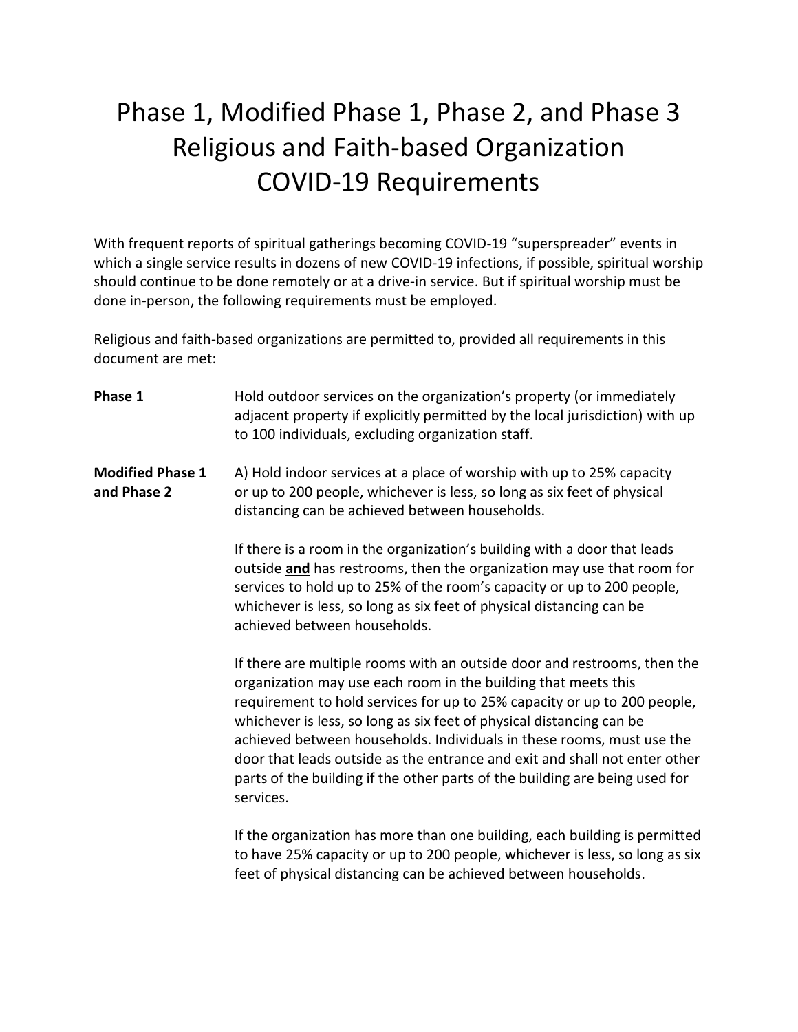# Phase 1, Modified Phase 1, Phase 2, and Phase 3 Religious and Faith-based Organization COVID-19 Requirements

With frequent reports of spiritual gatherings becoming COVID-19 "superspreader" events in which a single service results in dozens of new COVID-19 infections, if possible, spiritual worship should continue to be done remotely or at a drive-in service. But if spiritual worship must be done in-person, the following requirements must be employed.

Religious and faith-based organizations are permitted to, provided all requirements in this document are met:

**Phase 1**

Hold outdoor services on the organization's property (or immediately adjacent property if explicitly permitted by the local jurisdiction) with up to 100 individuals, excluding organization staff.

**Modified Phase 1 and Phase 2**

A) Hold indoor services at a place of worship with up to 25% capacity or up to 200 people, whichever is less, so long as six feet of physical distancing can be achieved between households.

If there is a room in the organization's building with a door that leads outside **and** has restrooms, then the organization may use that room for services to hold up to 25% of the room's capacity or up to 200 people, whichever is less, so long as six feet of physical distancing can be achieved between households.

If there are multiple rooms with an outside door and restrooms, then the organization may use each room in the building that meets this requirement to hold services for up to 25% capacity or up to 200 people, whichever is less, so long as six feet of physical distancing can be achieved between households. Individuals in these rooms, must use the door that leads outside as the entrance and exit and shall not enter other parts of the building if the other parts of the building are being used for services.

If the organization has more than one building, each building is permitted to have 25% capacity or up to 200 people, whichever is less, so long as six feet of physical distancing can be achieved between households.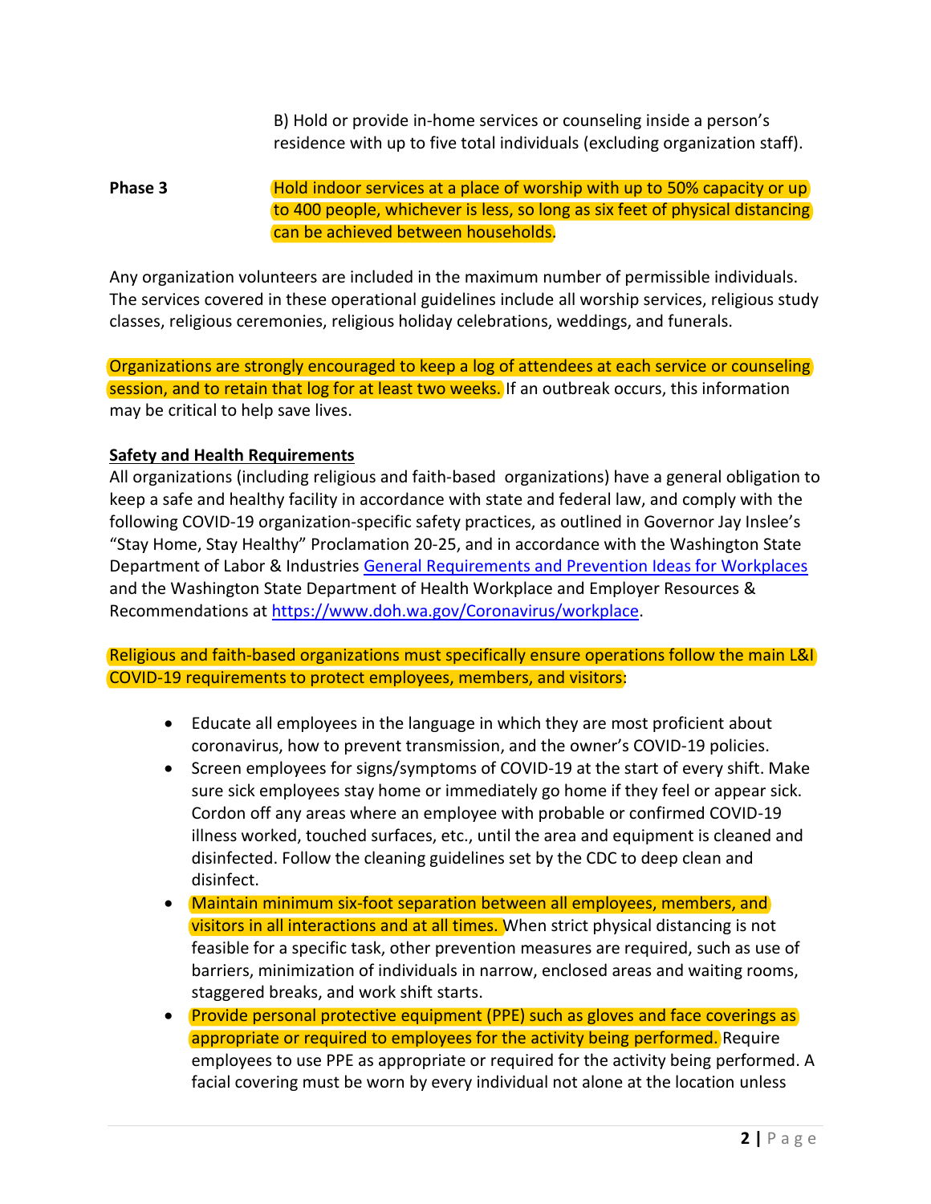B) Hold or provide in-home services or counseling inside a person's residence with up to five total individuals (excluding organization staff).

**Phase 3** Hold indoor services at a place of worship with up to 50% capacity or up to 400 people, whichever is less, so long as six feet of physical distancing can be achieved between households.

Any organization volunteers are included in the maximum number of permissible individuals. The services covered in these operational guidelines include all worship services, religious study classes, religious ceremonies, religious holiday celebrations, weddings, and funerals.

Organizations are strongly encouraged to keep a log of attendees at each service or counseling session, and to retain that log for at least two weeks. If an outbreak occurs, this information may be critical to help save lives.

**Safety and Health Requirements**

All organizations (including religious and faith-based organizations) have a general obligation to keep a safe and healthy facility in accordance with state and federal law, and comply with the following COVID-19 organization-specific safety practices, as outlined in Governor Jay Inslee's "Stay Home, Stay Healthy" Proclamation 20-25, and in accordance with the Washington State Department of Labor & Industries [General Requirements and Prevention Ideas for Workplaces](#) and the Washington State Department of Health Workplace and Employer Resources & Recommendations at [https://www.doh.wa.gov/Coronavirus/workplace](https://www.doh.wa.gov/Coronavirus/workplace).

Religious and faith-based organizations must specifically ensure operations follow the main L&I COVID-19 requirements to protect employees, members, and visitors:

- Educate all employees in the language in which they are most proficient about coronavirus, how to prevent transmission, and the owner's COVID-19 policies.
- Screen employees for signs/symptoms of COVID-19 at the start of every shift. Make sure sick employees stay home or immediately go home if they feel or appear sick. Cordon off any areas where an employee with probable or confirmed COVID-19 illness worked, touched surfaces, etc., until the area and equipment is cleaned and disinfected. Follow the cleaning guidelines set by the CDC to deep clean and disinfect.
- Maintain minimum six-foot separation between all employees, members, and visitors in all interactions and at all times. When strict physical distancing is not feasible for a specific task, other prevention measures are required, such as use of barriers, minimization of individuals in narrow, enclosed areas and waiting rooms, staggered breaks, and work shift starts.
- Provide personal protective equipment (PPE) such as gloves and face coverings as appropriate or required to employees for the activity being performed. Require employees to use PPE as appropriate or required for the activity being performed. A facial covering must be worn by every individual not alone at the location unless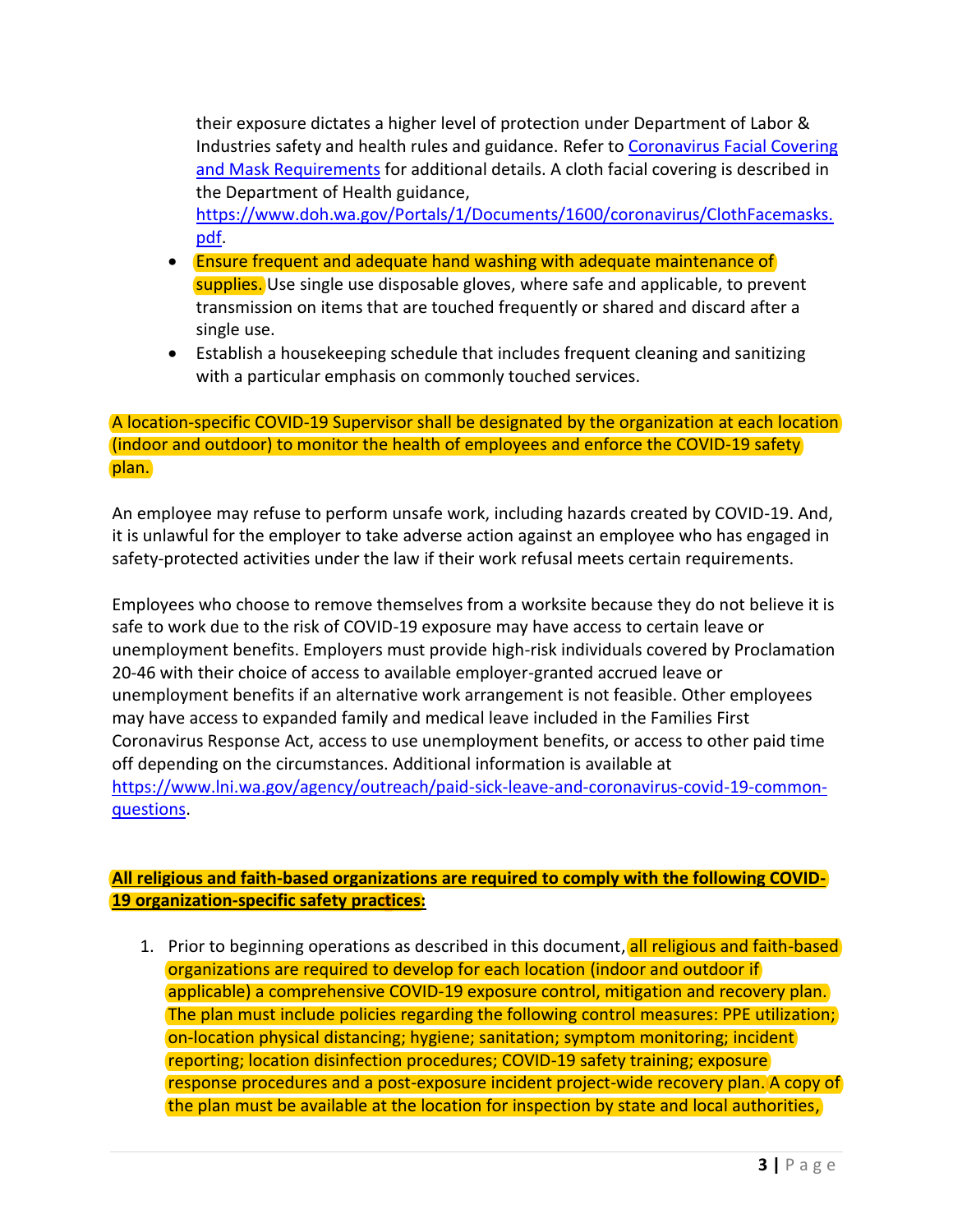their exposure dictates a higher level of protection under Department of Labor & Industries safety and health rules and guidance. Refer to [Coronavirus Facial Covering and Mask Requirements](#) for additional details. A cloth facial covering is described in the Department of Health guidance, [https://www.doh.wa.gov/Portals/1/Documents/1600/coronavirus/ClothFacemasks.pdf](https://www.doh.wa.gov/Portals/1/Documents/1600/coronavirus/ClothFacemasks.pdf).

- Ensure frequent and adequate hand washing with adequate maintenance of supplies. Use single use disposable gloves, where safe and applicable, to prevent transmission on items that are touched frequently or shared and discard after a single use.
- Establish a housekeeping schedule that includes frequent cleaning and sanitizing with a particular emphasis on commonly touched services.

A location-specific COVID-19 Supervisor shall be designated by the organization at each location (indoor and outdoor) to monitor the health of employees and enforce the COVID-19 safety plan.

An employee may refuse to perform unsafe work, including hazards created by COVID-19. And, it is unlawful for the employer to take adverse action against an employee who has engaged in safety-protected activities under the law if their work refusal meets certain requirements.

Employees who choose to remove themselves from a worksite because they do not believe it is safe to work due to the risk of COVID-19 exposure may have access to certain leave or unemployment benefits. Employers must provide high-risk individuals covered by Proclamation 20-46 with their choice of access to available employer-granted accrued leave or unemployment benefits if an alternative work arrangement is not feasible. Other employees may have access to expanded family and medical leave included in the Families First Coronavirus Response Act, access to use unemployment benefits, or access to other paid time off depending on the circumstances. Additional information is available at [https://www.lni.wa.gov/agency/outreach/paid-sick-leave-and-coronavirus-covid-19-common-questions](https://www.lni.wa.gov/agency/outreach/paid-sick-leave-and-coronavirus-covid-19-common-questions).

**All religious and faith-based organizations are required to comply with the following COVID-19 organization-specific safety practices:**

1. Prior to beginning operations as described in this document, all religious and faith-based organizations are required to develop for each location (indoor and outdoor if applicable) a comprehensive COVID-19 exposure control, mitigation and recovery plan. The plan must include policies regarding the following control measures: PPE utilization; on-location physical distancing; hygiene; sanitation; symptom monitoring; incident reporting; location disinfection procedures; COVID-19 safety training; exposure response procedures and a post-exposure incident project-wide recovery plan. A copy of the plan must be available at the location for inspection by state and local authorities,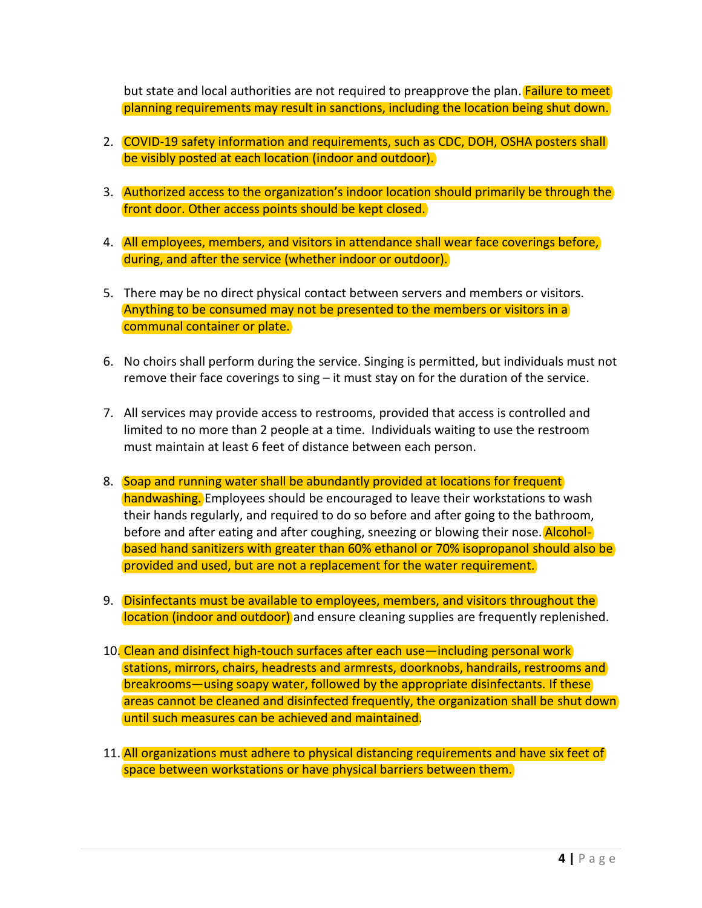but state and local authorities are not required to preapprove the plan. Failure to meet planning requirements may result in sanctions, including the location being shut down.

2. COVID-19 safety information and requirements, such as CDC, DOH, OSHA posters shall be visibly posted at each location (indoor and outdoor).

3. Authorized access to the organization's indoor location should primarily be through the front door. Other access points should be kept closed.

4. All employees, members, and visitors in attendance shall wear face coverings before, during, and after the service (whether indoor or outdoor).

5. There may be no direct physical contact between servers and members or visitors. Anything to be consumed may not be presented to the members or visitors in a communal container or plate.

6. No choirs shall perform during the service. Singing is permitted, but individuals must not remove their face coverings to sing – it must stay on for the duration of the service.

7. All services may provide access to restrooms, provided that access is controlled and limited to no more than 2 people at a time. Individuals waiting to use the restroom must maintain at least 6 feet of distance between each person.

8. Soap and running water shall be abundantly provided at locations for frequent handwashing. Employees should be encouraged to leave their workstations to wash their hands regularly, and required to do so before and after going to the bathroom, before and after eating and after coughing, sneezing or blowing their nose. Alcohol-based hand sanitizers with greater than 60% ethanol or 70% isopropanol should also be provided and used, but are not a replacement for the water requirement.

9. Disinfectants must be available to employees, members, and visitors throughout the location (indoor and outdoor) and ensure cleaning supplies are frequently replenished.

10. Clean and disinfect high-touch surfaces after each use—including personal work stations, mirrors, chairs, headrests and armrests, doorknobs, handrails, restrooms and breakrooms—using soapy water, followed by the appropriate disinfectants. If these areas cannot be cleaned and disinfected frequently, the organization shall be shut down until such measures can be achieved and maintained.

11. All organizations must adhere to physical distancing requirements and have six feet of space between workstations or have physical barriers between them.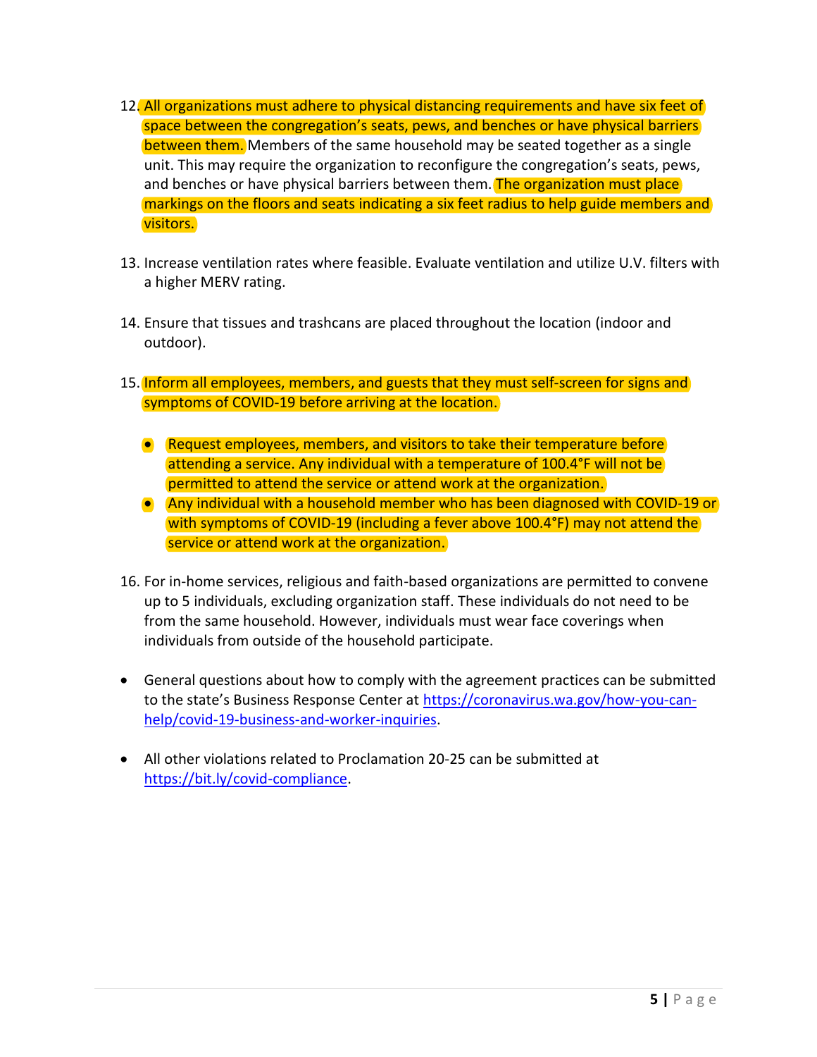12. All organizations must adhere to physical distancing requirements and have six feet of space between the congregation's seats, pews, and benches or have physical barriers between them. Members of the same household may be seated together as a single unit. This may require the organization to reconfigure the congregation's seats, pews, and benches or have physical barriers between them. The organization must place markings on the floors and seats indicating a six feet radius to help guide members and visitors.

13. Increase ventilation rates where feasible. Evaluate ventilation and utilize U.V. filters with a higher MERV rating.

14. Ensure that tissues and trashcans are placed throughout the location (indoor and outdoor).

15. Inform all employees, members, and guests that they must self-screen for signs and symptoms of COVID-19 before arriving at the location.

    - Request employees, members, and visitors to take their temperature before attending a service. Any individual with a temperature of 100.4°F will not be permitted to attend the service or attend work at the organization.
    - Any individual with a household member who has been diagnosed with COVID-19 or with symptoms of COVID-19 (including a fever above 100.4°F) may not attend the service or attend work at the organization.

16. For in-home services, religious and faith-based organizations are permitted to convene up to 5 individuals, excluding organization staff. These individuals do not need to be from the same household. However, individuals must wear face coverings when individuals from outside of the household participate.

- General questions about how to comply with the agreement practices can be submitted to the state's Business Response Center at https://coronavirus.wa.gov/how-you-can-help/covid-19-business-and-worker-inquiries.

- All other violations related to Proclamation 20-25 can be submitted at https://bit.ly/covid-compliance.